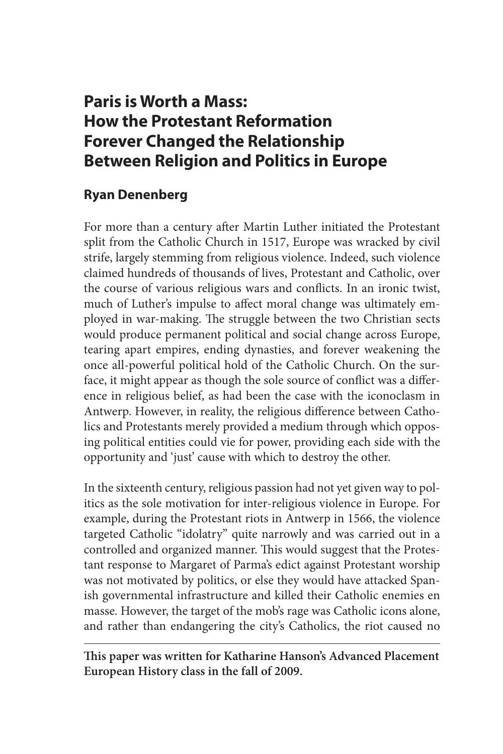# Paris is Worth a Mass: How the Protestant Reformation Forever Changed the Relationship Between Religion and Politics in Europe

**Ryan Denenberg**

For more than a century after Martin Luther initiated the Protestant split from the Catholic Church in 1517, Europe was wracked by civil strife, largely stemming from religious violence. Indeed, such violence claimed hundreds of thousands of lives, Protestant and Catholic, over the course of various religious wars and conflicts. In an ironic twist, much of Luther's impulse to affect moral change was ultimately employed in war-making. The struggle between the two Christian sects would produce permanent political and social change across Europe, tearing apart empires, ending dynasties, and forever weakening the once all-powerful political hold of the Catholic Church. On the surface, it might appear as though the sole source of conflict was a difference in religious belief, as had been the case with the iconoclasm in Antwerp. However, in reality, the religious difference between Catholics and Protestants merely provided a medium through which opposing political entities could vie for power, providing each side with the opportunity and 'just' cause with which to destroy the other.

In the sixteenth century, religious passion had not yet given way to politics as the sole motivation for inter-religious violence in Europe. For example, during the Protestant riots in Antwerp in 1566, the violence targeted Catholic "idolatry" quite narrowly and was carried out in a controlled and organized manner. This would suggest that the Protestant response to Margaret of Parma's edict against Protestant worship was not motivated by politics, or else they would have attacked Spanish governmental infrastructure and killed their Catholic enemies en masse. However, the target of the mob's rage was Catholic icons alone, and rather than endangering the city's Catholics, the riot caused no

---

**This paper was written for Katharine Hanson's Advanced Placement European History class in the fall of 2009.**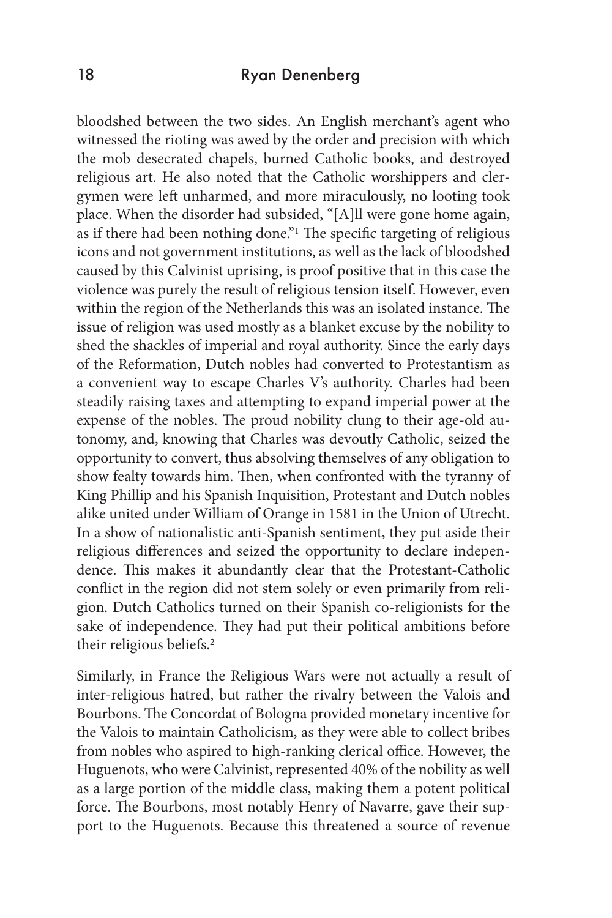bloodshed between the two sides. An English merchant's agent who witnessed the rioting was awed by the order and precision with which the mob desecrated chapels, burned Catholic books, and destroyed religious art. He also noted that the Catholic worshippers and clergymen were left unharmed, and more miraculously, no looting took place. When the disorder had subsided, "[A]ll were gone home again, as if there had been nothing done."[1] The specific targeting of religious icons and not government institutions, as well as the lack of bloodshed caused by this Calvinist uprising, is proof positive that in this case the violence was purely the result of religious tension itself. However, even within the region of the Netherlands this was an isolated instance. The issue of religion was used mostly as a blanket excuse by the nobility to shed the shackles of imperial and royal authority. Since the early days of the Reformation, Dutch nobles had converted to Protestantism as a convenient way to escape Charles V's authority. Charles had been steadily raising taxes and attempting to expand imperial power at the expense of the nobles. The proud nobility clung to their age-old autonomy, and, knowing that Charles was devoutly Catholic, seized the opportunity to convert, thus absolving themselves of any obligation to show fealty towards him. Then, when confronted with the tyranny of King Phillip and his Spanish Inquisition, Protestant and Dutch nobles alike united under William of Orange in 1581 in the Union of Utrecht. In a show of nationalistic anti-Spanish sentiment, they put aside their religious differences and seized the opportunity to declare independence. This makes it abundantly clear that the Protestant-Catholic conflict in the region did not stem solely or even primarily from religion. Dutch Catholics turned on their Spanish co-religionists for the sake of independence. They had put their political ambitions before their religious beliefs.[2]

Similarly, in France the Religious Wars were not actually a result of inter-religious hatred, but rather the rivalry between the Valois and Bourbons. The Concordat of Bologna provided monetary incentive for the Valois to maintain Catholicism, as they were able to collect bribes from nobles who aspired to high-ranking clerical office. However, the Huguenots, who were Calvinist, represented 40% of the nobility as well as a large portion of the middle class, making them a potent political force. The Bourbons, most notably Henry of Navarre, gave their support to the Huguenots. Because this threatened a source of revenue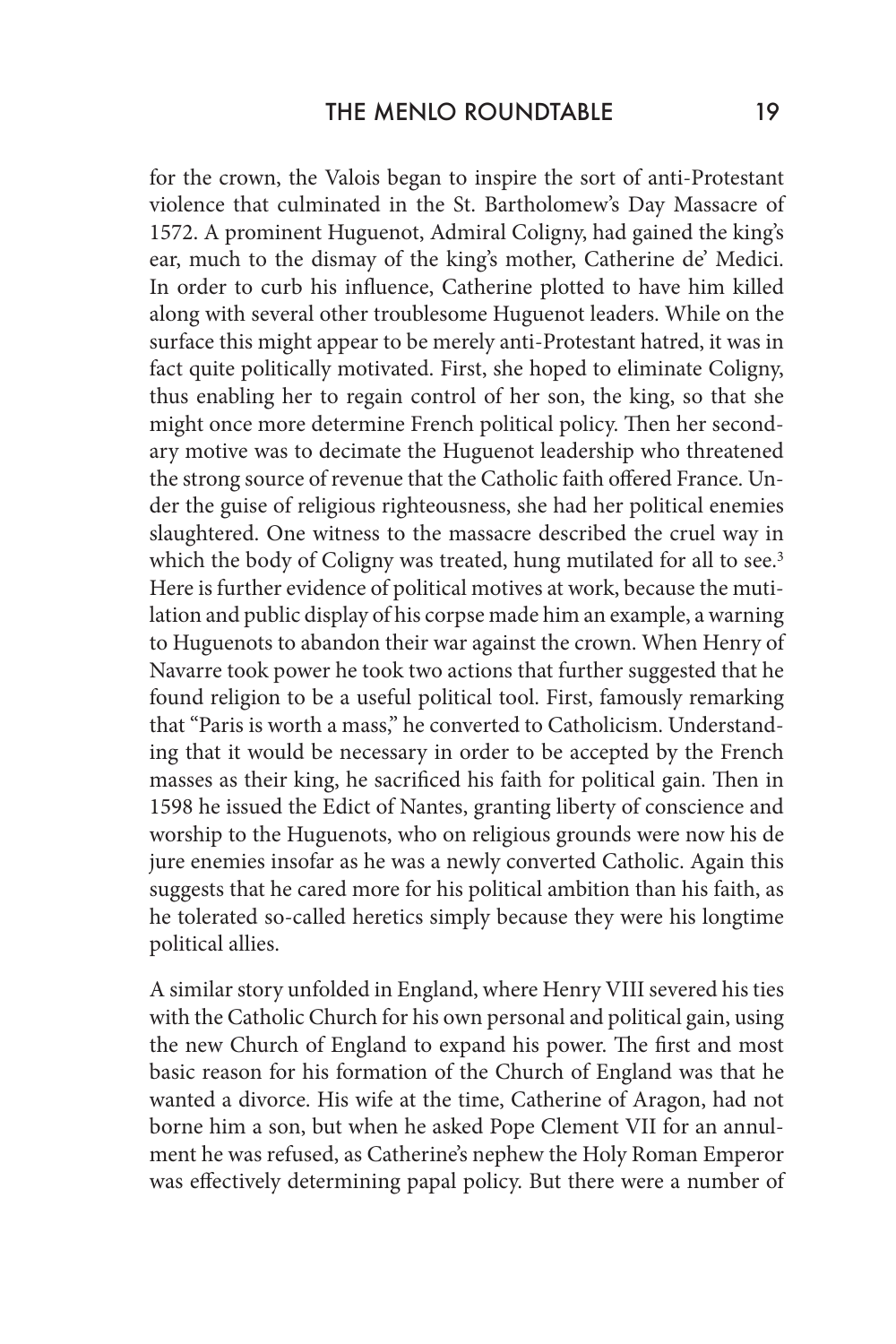for the crown, the Valois began to inspire the sort of anti-Protestant violence that culminated in the St. Bartholomew's Day Massacre of 1572. A prominent Huguenot, Admiral Coligny, had gained the king's ear, much to the dismay of the king's mother, Catherine de' Medici. In order to curb his influence, Catherine plotted to have him killed along with several other troublesome Huguenot leaders. While on the surface this might appear to be merely anti-Protestant hatred, it was in fact quite politically motivated. First, she hoped to eliminate Coligny, thus enabling her to regain control of her son, the king, so that she might once more determine French political policy. Then her secondary motive was to decimate the Huguenot leadership who threatened the strong source of revenue that the Catholic faith offered France. Under the guise of religious righteousness, she had her political enemies slaughtered. One witness to the massacre described the cruel way in which the body of Coligny was treated, hung mutilated for all to see.[3] Here is further evidence of political motives at work, because the mutilation and public display of his corpse made him an example, a warning to Huguenots to abandon their war against the crown. When Henry of Navarre took power he took two actions that further suggested that he found religion to be a useful political tool. First, famously remarking that "Paris is worth a mass," he converted to Catholicism. Understanding that it would be necessary in order to be accepted by the French masses as their king, he sacrificed his faith for political gain. Then in 1598 he issued the Edict of Nantes, granting liberty of conscience and worship to the Huguenots, who on religious grounds were now his de jure enemies insofar as he was a newly converted Catholic. Again this suggests that he cared more for his political ambition than his faith, as he tolerated so-called heretics simply because they were his longtime political allies.

A similar story unfolded in England, where Henry VIII severed his ties with the Catholic Church for his own personal and political gain, using the new Church of England to expand his power. The first and most basic reason for his formation of the Church of England was that he wanted a divorce. His wife at the time, Catherine of Aragon, had not borne him a son, but when he asked Pope Clement VII for an annulment he was refused, as Catherine's nephew the Holy Roman Emperor was effectively determining papal policy. But there were a number of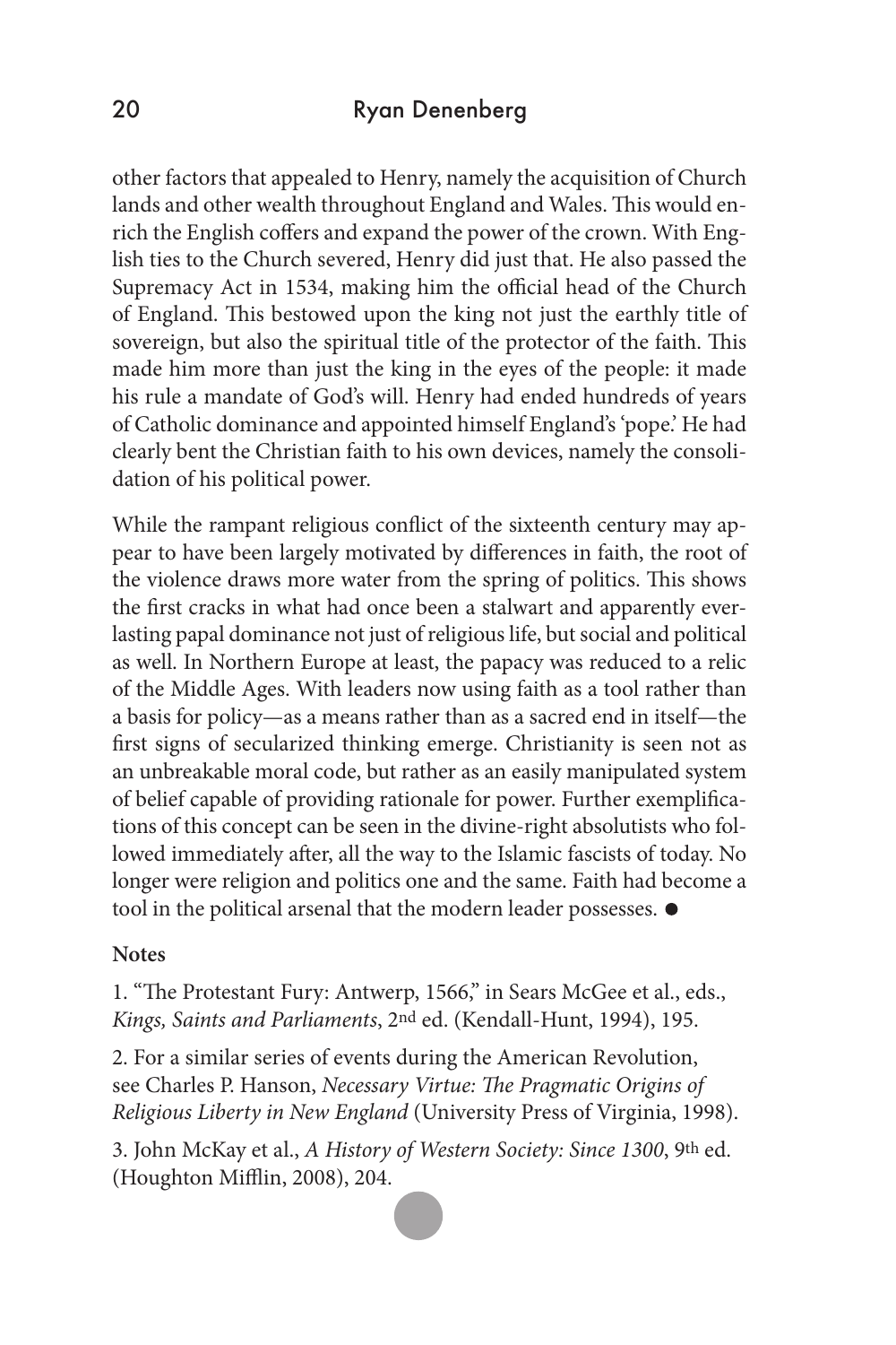other factors that appealed to Henry, namely the acquisition of Church lands and other wealth throughout England and Wales. This would enrich the English coffers and expand the power of the crown. With English ties to the Church severed, Henry did just that. He also passed the Supremacy Act in 1534, making him the official head of the Church of England. This bestowed upon the king not just the earthly title of sovereign, but also the spiritual title of the protector of the faith. This made him more than just the king in the eyes of the people: it made his rule a mandate of God's will. Henry had ended hundreds of years of Catholic dominance and appointed himself England's 'pope.' He had clearly bent the Christian faith to his own devices, namely the consolidation of his political power.

While the rampant religious conflict of the sixteenth century may appear to have been largely motivated by differences in faith, the root of the violence draws more water from the spring of politics. This shows the first cracks in what had once been a stalwart and apparently everlasting papal dominance not just of religious life, but social and political as well. In Northern Europe at least, the papacy was reduced to a relic of the Middle Ages. With leaders now using faith as a tool rather than a basis for policy—as a means rather than as a sacred end in itself—the first signs of secularized thinking emerge. Christianity is seen not as an unbreakable moral code, but rather as an easily manipulated system of belief capable of providing rationale for power. Further exemplifications of this concept can be seen in the divine-right absolutists who followed immediately after, all the way to the Islamic fascists of today. No longer were religion and politics one and the same. Faith had become a tool in the political arsenal that the modern leader possesses. ●

**Notes**

1. "The Protestant Fury: Antwerp, 1566," in Sears McGee et al., eds., *Kings, Saints and Parliaments*, 2nd ed. (Kendall-Hunt, 1994), 195.

2. For a similar series of events during the American Revolution, see Charles P. Hanson, *Necessary Virtue: The Pragmatic Origins of Religious Liberty in New England* (University Press of Virginia, 1998).

3. John McKay et al., *A History of Western Society: Since 1300*, 9th ed. (Houghton Mifflin, 2008), 204.